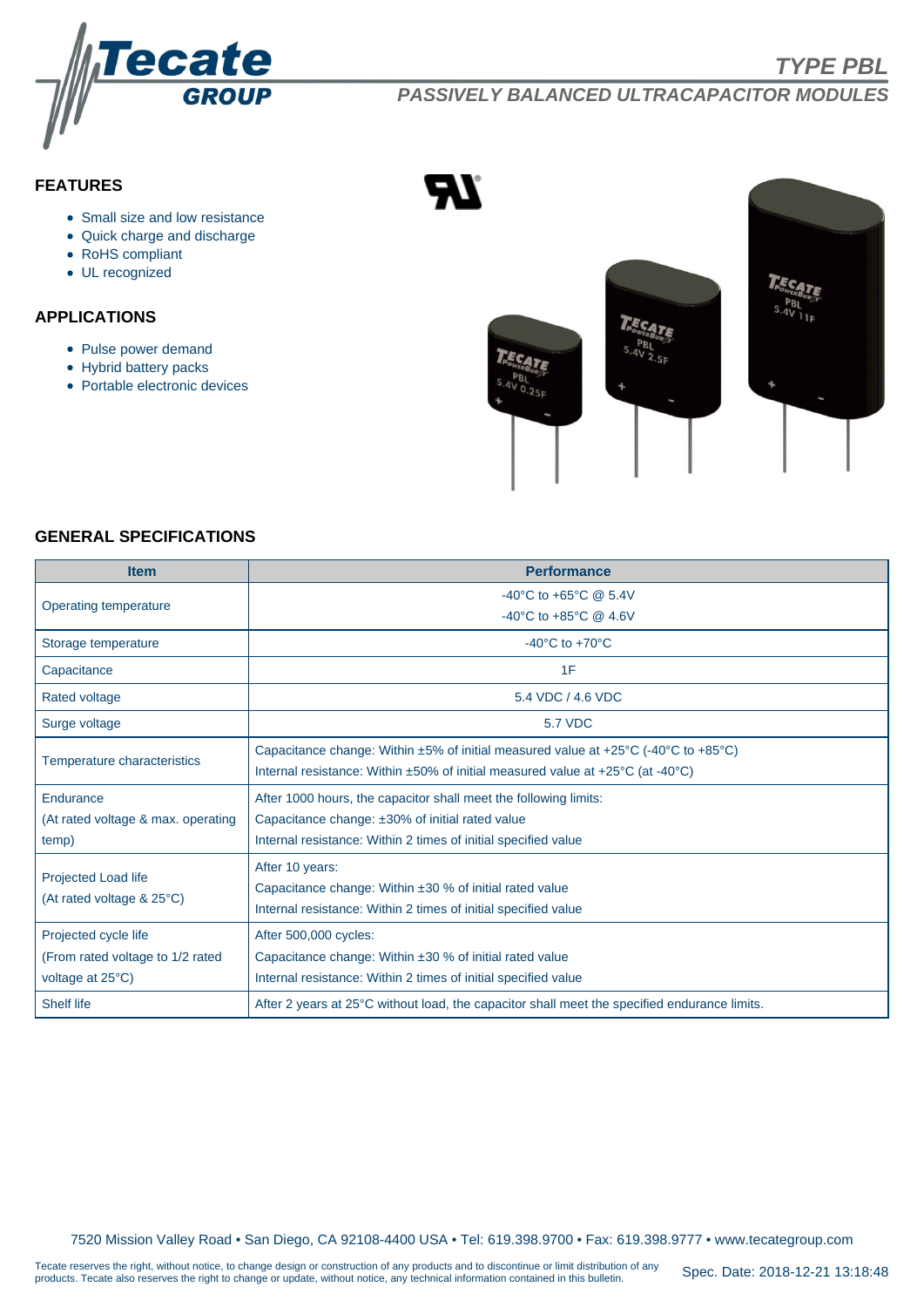# TYPE PBL

## PASSIVELY BALANCED ULTRACAPACITOR MODULES

### FEATURES

- Small size and low resistance
- Quick charge and discharge
- RoHS compliant
- UL recognized

### APPLICATIONS

- Pulse power demand
- Hybrid battery packs
- Portable electronic devices

### GENERAL SPECIFICATIONS

| Item | Performance |
|---|---|
| Operating temperature | -40°C to +65°C @ 5.4V<br>-40°C to +85°C @ 4.6V |
| Storage temperature | -40°C to +70°C |
| Capacitance | 1F |
| Rated voltage | 5.4 VDC / 4.6 VDC |
| Surge voltage | 5.7 VDC |
| Temperature characteristics | Capacitance change: Within ±5% of initial measured value at +25°C (-40°C to +85°C)<br>Internal resistance: Within ±50% of initial measured value at +25°C (at -40°C) |
| Endurance (At rated voltage & max. operating temp) | After 1000 hours, the capacitor shall meet the following limits:<br>Capacitance change: ±30% of initial rated value<br>Internal resistance: Within 2 times of initial specified value |
| Projected Load life (At rated voltage & 25°C) | After 10 years:<br>Capacitance change: Within ±30 % of initial rated value<br>Internal resistance: Within 2 times of initial specified value |
| Projected cycle life (From rated voltage to 1/2 rated voltage at 25°C) | After 500,000 cycles:<br>Capacitance change: Within ±30 % of initial rated value<br>Internal resistance: Within 2 times of initial specified value |
| Shelf life | After 2 years at 25°C without load, the capacitor shall meet the specified endurance limits. |

7520 Mission Valley Road • San Diego, CA 92108-4400 USA • Tel: 619.398.9700 • Fax: 619.398.9777 • www.tecategroup.com

Tecate reserves the right, without notice, to change design or construction of any products and to discontinue or limit distribution of any products. Tecate also reserves the right to change or update, without notice, any technical information contained in this bulletin.

Spec. Date: 2018-12-21 13:18:48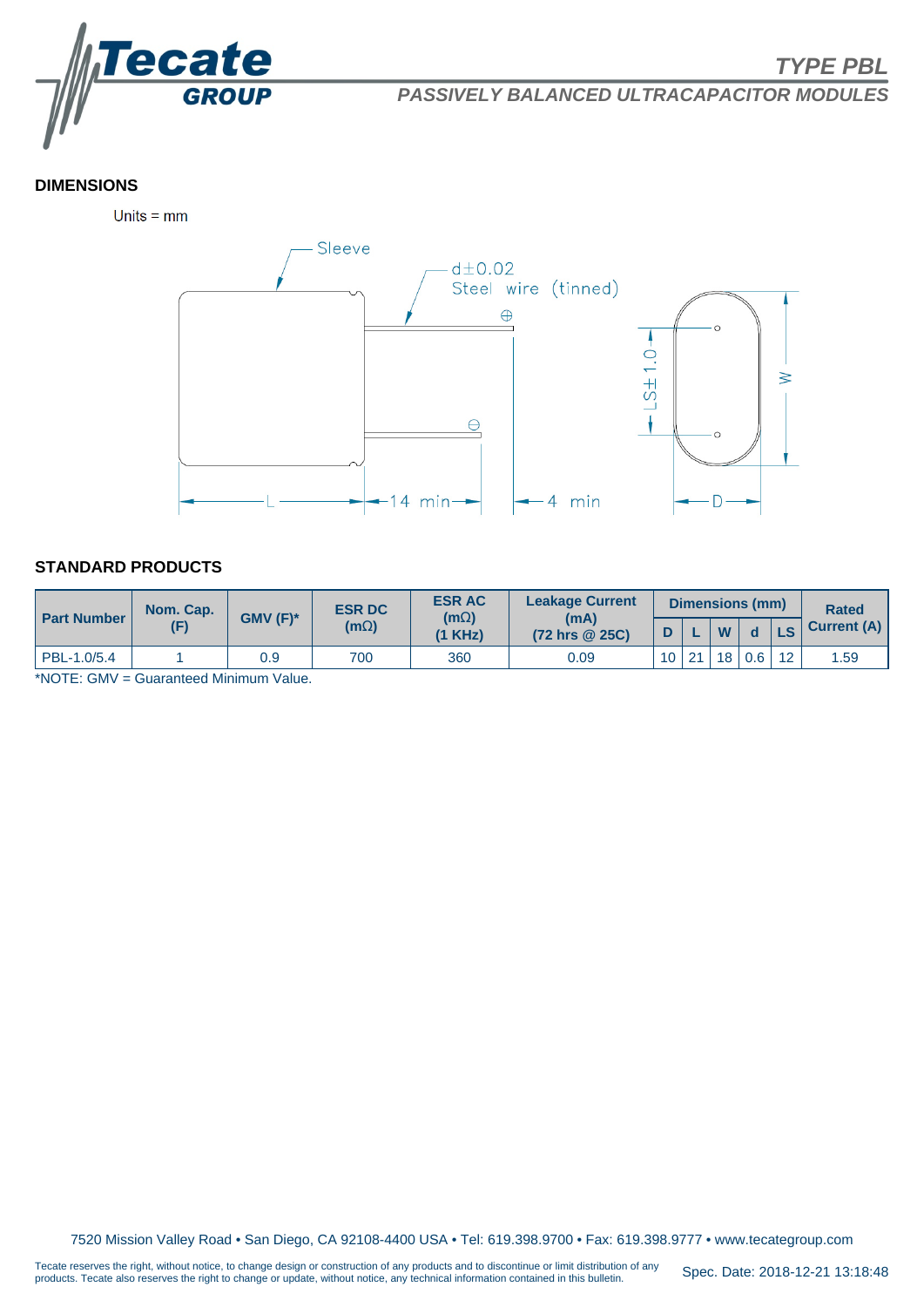## DIMENSIONS

Units = mm

Sleeve

d±0.02
Steel wire (tinned)

⊕

⊖

LS±1.0

W

L

14 min

4 min

D

## STANDARD PRODUCTS

| Part Number | Nom. Cap. (F) | GMV (F)* | ESR DC (mΩ) | ESR AC (mΩ) (1 KHz) | Leakage Current (mA) (72 hrs @ 25C) | Dimensions (mm) | | | | | Rated Current (A) |
|---|---|---|---|---|---|---|---|---|---|---|---|
| | | | | | | D | L | W | d | LS | |
| PBL-1.0/5.4 | 1 | 0.9 | 700 | 360 | 0.09 | 10 | 21 | 18 | 0.6 | 12 | 1.59 |

*NOTE: GMV = Guaranteed Minimum Value.

7520 Mission Valley Road • San Diego, CA 92108-4400 USA • Tel: 619.398.9700 • Fax: 619.398.9777 • www.tecategroup.com

Tecate reserves the right, without notice, to change design or construction of any products and to discontinue or limit distribution of any products. Tecate also reserves the right to change or update, without notice, any technical information contained in this bulletin.

Spec. Date: 2018-12-21 13:18:48